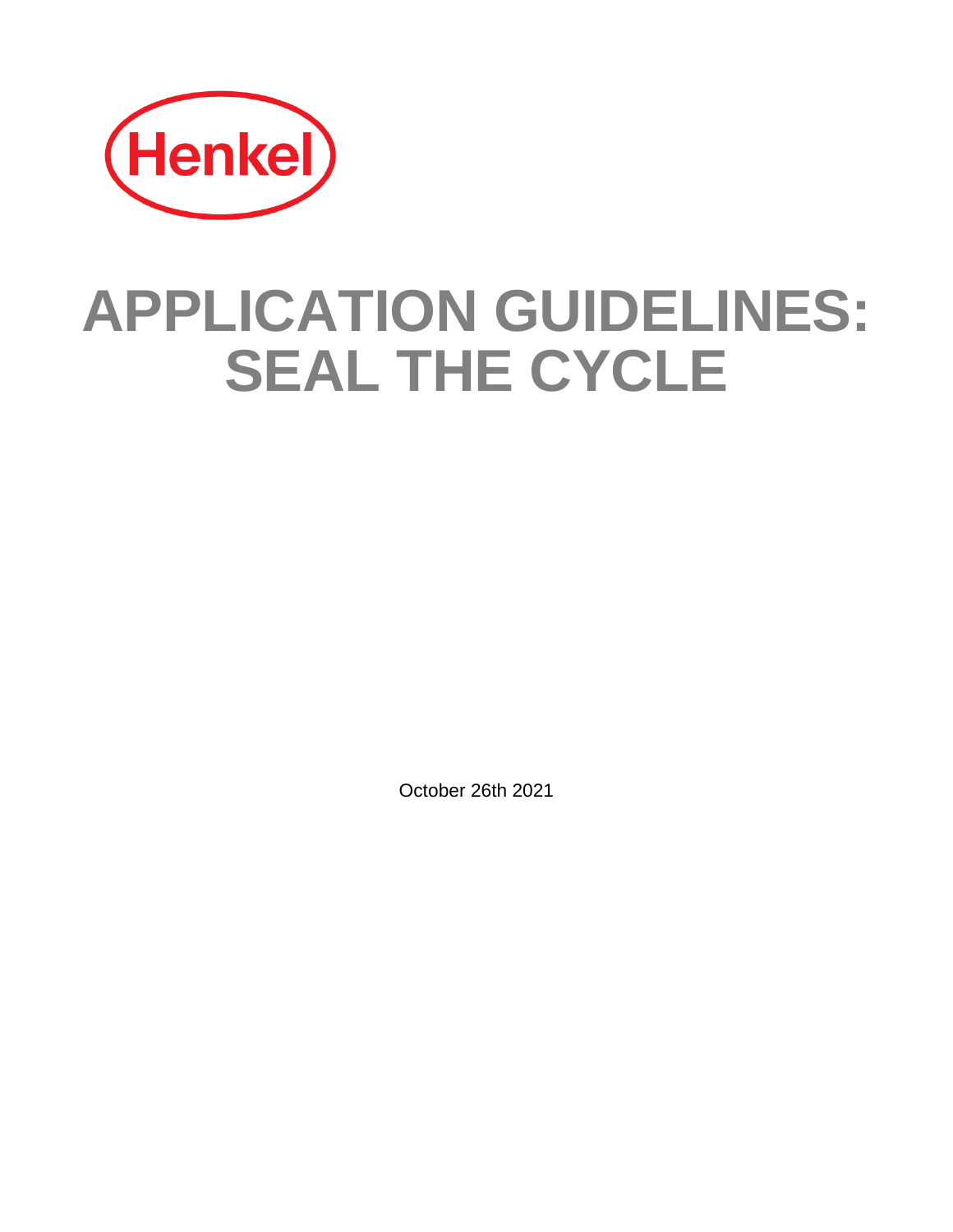Henkel

# APPLICATION GUIDELINES: SEAL THE CYCLE

October 26th 2021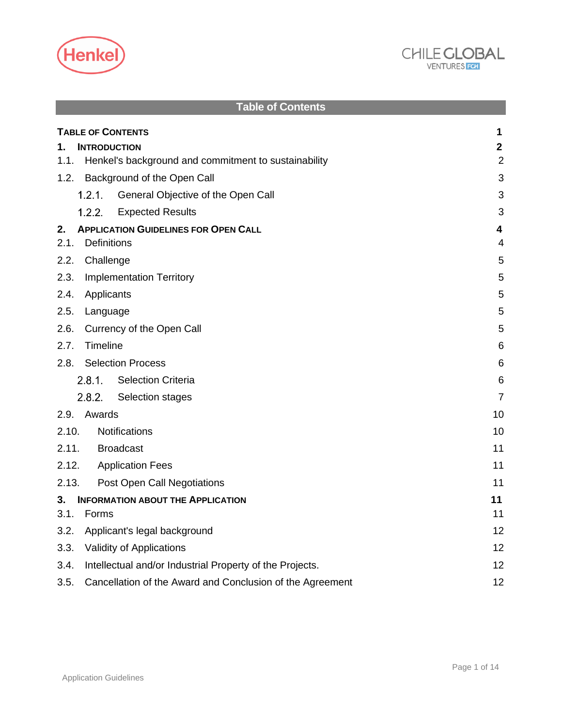## Table of Contents

| | |
|---|---|
| **TABLE OF CONTENTS** | **1** |
| **1. INTRODUCTION** | **2** |
| 1.1. Henkel's background and commitment to sustainability | 2 |
| 1.2. Background of the Open Call | 3 |
| 1.2.1. General Objective of the Open Call | 3 |
| 1.2.2. Expected Results | 3 |
| **2. APPLICATION GUIDELINES FOR OPEN CALL** | **4** |
| 2.1. Definitions | 4 |
| 2.2. Challenge | 5 |
| 2.3. Implementation Territory | 5 |
| 2.4. Applicants | 5 |
| 2.5. Language | 5 |
| 2.6. Currency of the Open Call | 5 |
| 2.7. Timeline | 6 |
| 2.8. Selection Process | 6 |
| 2.8.1. Selection Criteria | 6 |
| 2.8.2. Selection stages | 7 |
| 2.9. Awards | 10 |
| 2.10. Notifications | 10 |
| 2.11. Broadcast | 11 |
| 2.12. Application Fees | 11 |
| 2.13. Post Open Call Negotiations | 11 |
| **3. INFORMATION ABOUT THE APPLICATION** | **11** |
| 3.1. Forms | 11 |
| 3.2. Applicant's legal background | 12 |
| 3.3. Validity of Applications | 12 |
| 3.4. Intellectual and/or Industrial Property of the Projects. | 12 |
| 3.5. Cancellation of the Award and Conclusion of the Agreement | 12 |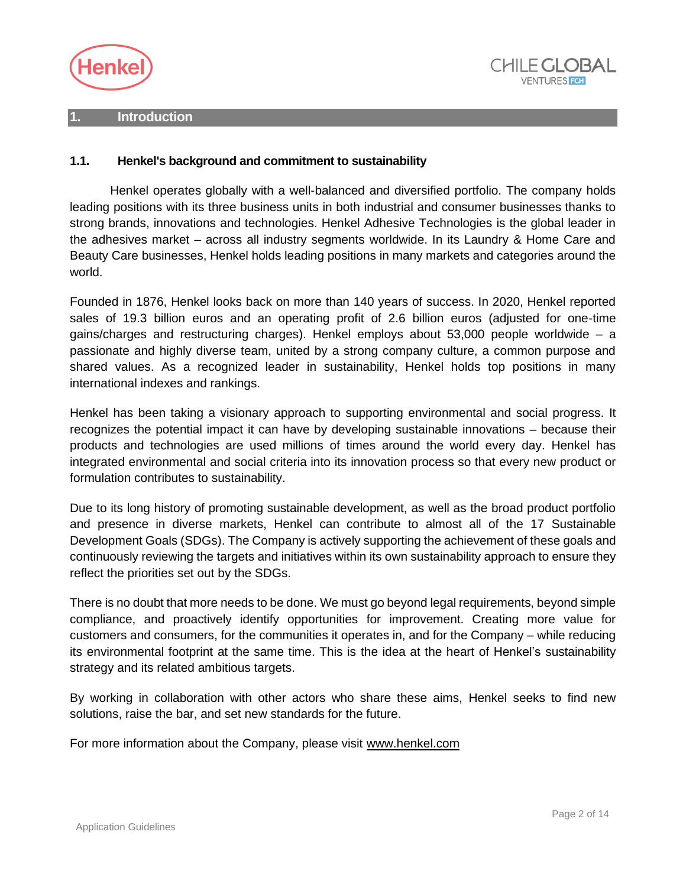# 1. Introduction

## 1.1. Henkel's background and commitment to sustainability

Henkel operates globally with a well-balanced and diversified portfolio. The company holds leading positions with its three business units in both industrial and consumer businesses thanks to strong brands, innovations and technologies. Henkel Adhesive Technologies is the global leader in the adhesives market – across all industry segments worldwide. In its Laundry & Home Care and Beauty Care businesses, Henkel holds leading positions in many markets and categories around the world.

Founded in 1876, Henkel looks back on more than 140 years of success. In 2020, Henkel reported sales of 19.3 billion euros and an operating profit of 2.6 billion euros (adjusted for one-time gains/charges and restructuring charges). Henkel employs about 53,000 people worldwide – a passionate and highly diverse team, united by a strong company culture, a common purpose and shared values. As a recognized leader in sustainability, Henkel holds top positions in many international indexes and rankings.

Henkel has been taking a visionary approach to supporting environmental and social progress. It recognizes the potential impact it can have by developing sustainable innovations – because their products and technologies are used millions of times around the world every day. Henkel has integrated environmental and social criteria into its innovation process so that every new product or formulation contributes to sustainability.

Due to its long history of promoting sustainable development, as well as the broad product portfolio and presence in diverse markets, Henkel can contribute to almost all of the 17 Sustainable Development Goals (SDGs). The Company is actively supporting the achievement of these goals and continuously reviewing the targets and initiatives within its own sustainability approach to ensure they reflect the priorities set out by the SDGs.

There is no doubt that more needs to be done. We must go beyond legal requirements, beyond simple compliance, and proactively identify opportunities for improvement. Creating more value for customers and consumers, for the communities it operates in, and for the Company – while reducing its environmental footprint at the same time. This is the idea at the heart of Henkel's sustainability strategy and its related ambitious targets.

By working in collaboration with other actors who share these aims, Henkel seeks to find new solutions, raise the bar, and set new standards for the future.

For more information about the Company, please visit www.henkel.com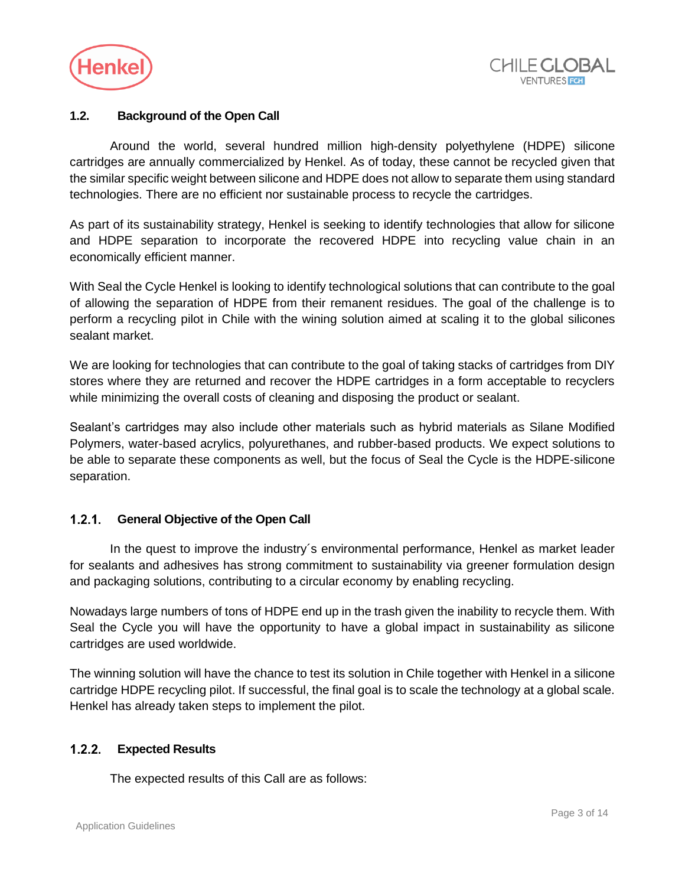### 1.2. Background of the Open Call

Around the world, several hundred million high-density polyethylene (HDPE) silicone cartridges are annually commercialized by Henkel. As of today, these cannot be recycled given that the similar specific weight between silicone and HDPE does not allow to separate them using standard technologies. There are no efficient nor sustainable process to recycle the cartridges.

As part of its sustainability strategy, Henkel is seeking to identify technologies that allow for silicone and HDPE separation to incorporate the recovered HDPE into recycling value chain in an economically efficient manner.

With Seal the Cycle Henkel is looking to identify technological solutions that can contribute to the goal of allowing the separation of HDPE from their remanent residues. The goal of the challenge is to perform a recycling pilot in Chile with the wining solution aimed at scaling it to the global silicones sealant market.

We are looking for technologies that can contribute to the goal of taking stacks of cartridges from DIY stores where they are returned and recover the HDPE cartridges in a form acceptable to recyclers while minimizing the overall costs of cleaning and disposing the product or sealant.

Sealant's cartridges may also include other materials such as hybrid materials as Silane Modified Polymers, water-based acrylics, polyurethanes, and rubber-based products. We expect solutions to be able to separate these components as well, but the focus of Seal the Cycle is the HDPE-silicone separation.

#### 1.2.1. General Objective of the Open Call

In the quest to improve the industry´s environmental performance, Henkel as market leader for sealants and adhesives has strong commitment to sustainability via greener formulation design and packaging solutions, contributing to a circular economy by enabling recycling.

Nowadays large numbers of tons of HDPE end up in the trash given the inability to recycle them. With Seal the Cycle you will have the opportunity to have a global impact in sustainability as silicone cartridges are used worldwide.

The winning solution will have the chance to test its solution in Chile together with Henkel in a silicone cartridge HDPE recycling pilot. If successful, the final goal is to scale the technology at a global scale. Henkel has already taken steps to implement the pilot.

#### 1.2.2. Expected Results

The expected results of this Call are as follows: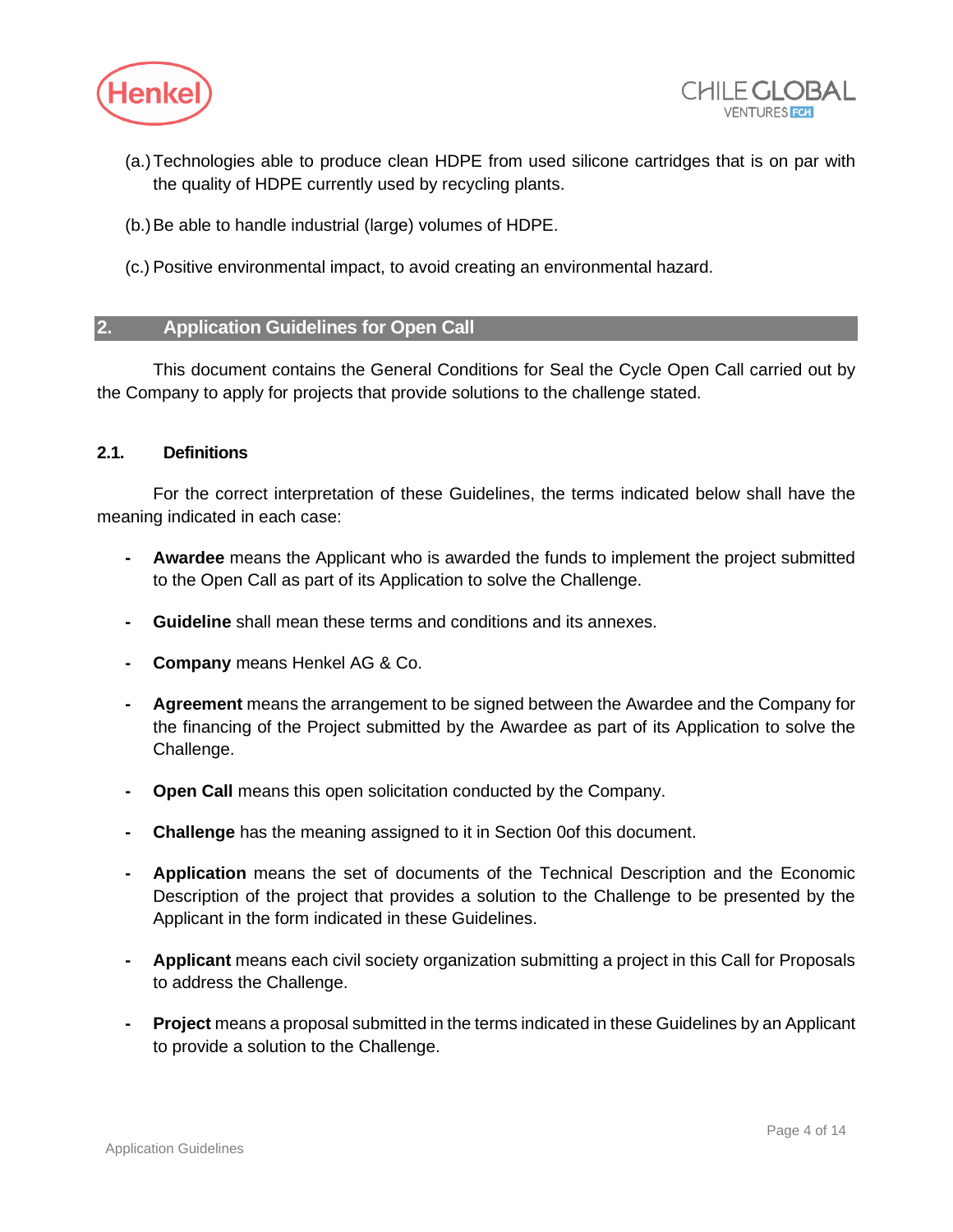(a.) Technologies able to produce clean HDPE from used silicone cartridges that is on par with the quality of HDPE currently used by recycling plants.

(b.) Be able to handle industrial (large) volumes of HDPE.

(c.) Positive environmental impact, to avoid creating an environmental hazard.

## 2. Application Guidelines for Open Call

This document contains the General Conditions for Seal the Cycle Open Call carried out by the Company to apply for projects that provide solutions to the challenge stated.

### 2.1. Definitions

For the correct interpretation of these Guidelines, the terms indicated below shall have the meaning indicated in each case:

- **Awardee** means the Applicant who is awarded the funds to implement the project submitted to the Open Call as part of its Application to solve the Challenge.
- **Guideline** shall mean these terms and conditions and its annexes.
- **Company** means Henkel AG & Co.
- **Agreement** means the arrangement to be signed between the Awardee and the Company for the financing of the Project submitted by the Awardee as part of its Application to solve the Challenge.
- **Open Call** means this open solicitation conducted by the Company.
- **Challenge** has the meaning assigned to it in Section 0of this document.
- **Application** means the set of documents of the Technical Description and the Economic Description of the project that provides a solution to the Challenge to be presented by the Applicant in the form indicated in these Guidelines.
- **Applicant** means each civil society organization submitting a project in this Call for Proposals to address the Challenge.
- **Project** means a proposal submitted in the terms indicated in these Guidelines by an Applicant to provide a solution to the Challenge.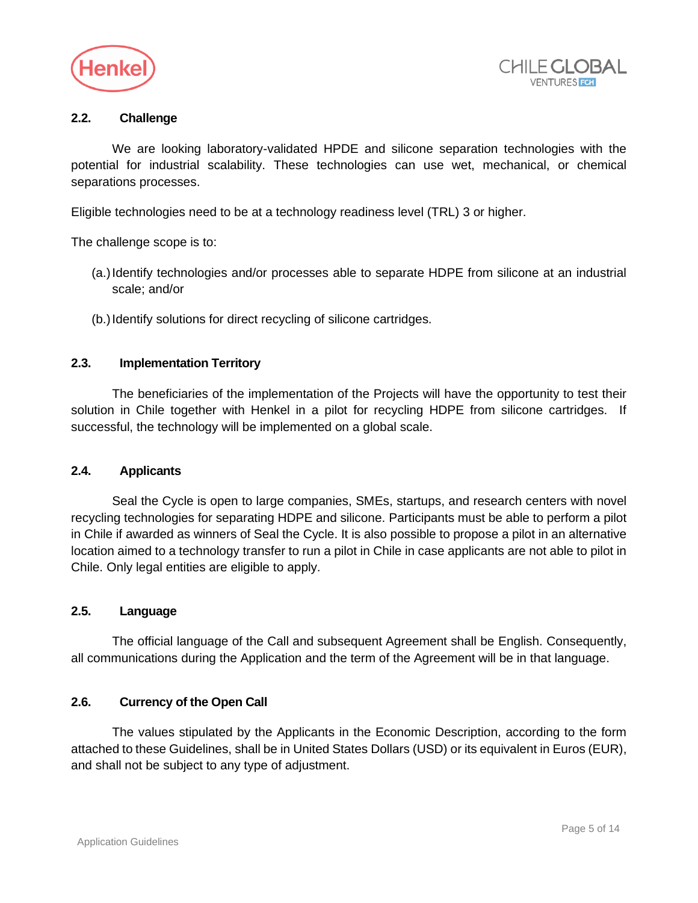### 2.2. Challenge

We are looking laboratory-validated HPDE and silicone separation technologies with the potential for industrial scalability. These technologies can use wet, mechanical, or chemical separations processes.

Eligible technologies need to be at a technology readiness level (TRL) 3 or higher.

The challenge scope is to:

(a.) Identify technologies and/or processes able to separate HDPE from silicone at an industrial scale; and/or

(b.) Identify solutions for direct recycling of silicone cartridges.

### 2.3. Implementation Territory

The beneficiaries of the implementation of the Projects will have the opportunity to test their solution in Chile together with Henkel in a pilot for recycling HDPE from silicone cartridges. If successful, the technology will be implemented on a global scale.

### 2.4. Applicants

Seal the Cycle is open to large companies, SMEs, startups, and research centers with novel recycling technologies for separating HDPE and silicone. Participants must be able to perform a pilot in Chile if awarded as winners of Seal the Cycle. It is also possible to propose a pilot in an alternative location aimed to a technology transfer to run a pilot in Chile in case applicants are not able to pilot in Chile. Only legal entities are eligible to apply.

### 2.5. Language

The official language of the Call and subsequent Agreement shall be English. Consequently, all communications during the Application and the term of the Agreement will be in that language.

### 2.6. Currency of the Open Call

The values stipulated by the Applicants in the Economic Description, according to the form attached to these Guidelines, shall be in United States Dollars (USD) or its equivalent in Euros (EUR), and shall not be subject to any type of adjustment.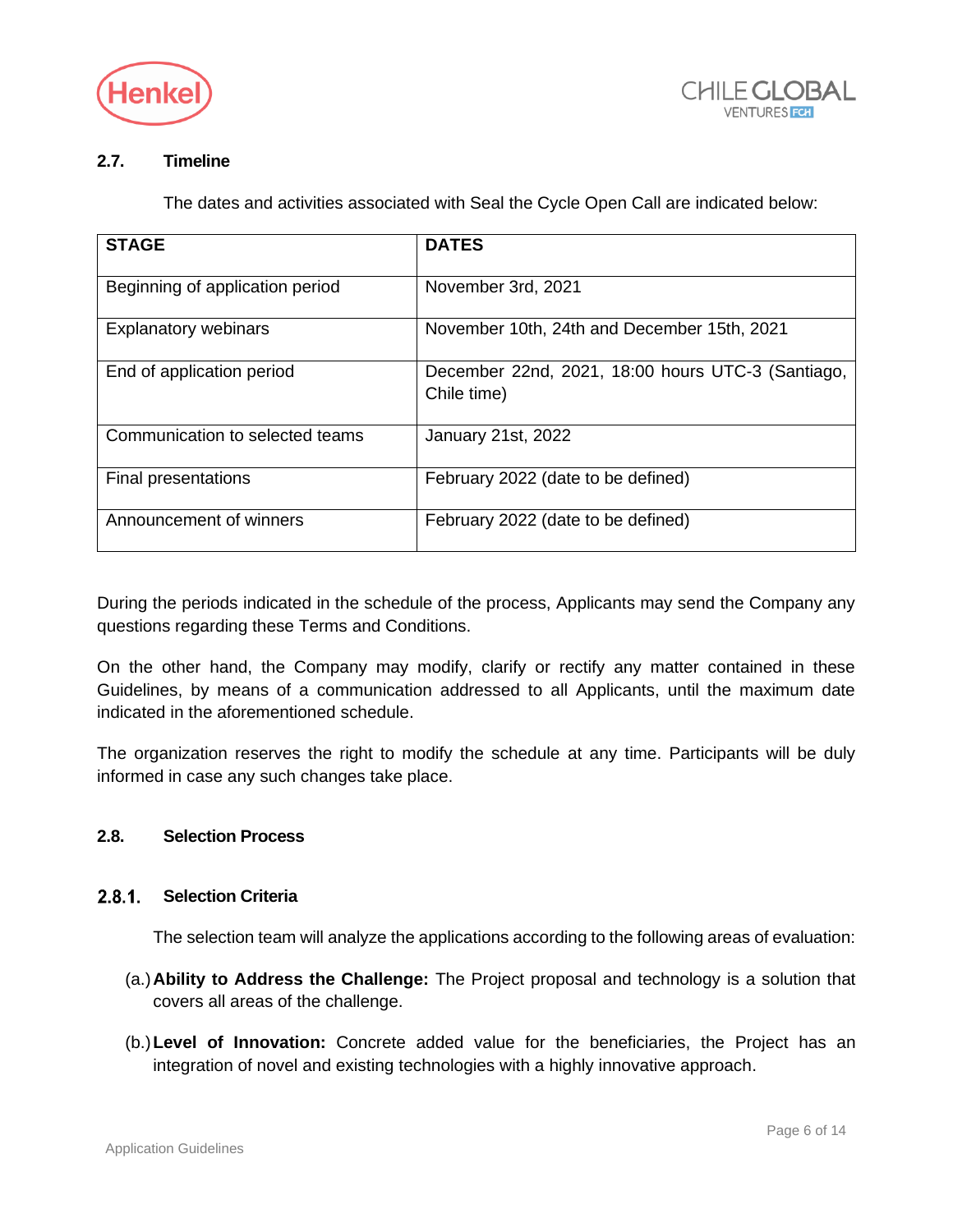### 2.7. Timeline

The dates and activities associated with Seal the Cycle Open Call are indicated below:

| STAGE | DATES |
|---|---|
| Beginning of application period | November 3rd, 2021 |
| Explanatory webinars | November 10th, 24th and December 15th, 2021 |
| End of application period | December 22nd, 2021, 18:00 hours UTC-3 (Santiago, Chile time) |
| Communication to selected teams | January 21st, 2022 |
| Final presentations | February 2022 (date to be defined) |
| Announcement of winners | February 2022 (date to be defined) |

During the periods indicated in the schedule of the process, Applicants may send the Company any questions regarding these Terms and Conditions.

On the other hand, the Company may modify, clarify or rectify any matter contained in these Guidelines, by means of a communication addressed to all Applicants, until the maximum date indicated in the aforementioned schedule.

The organization reserves the right to modify the schedule at any time. Participants will be duly informed in case any such changes take place.

### 2.8. Selection Process

#### 2.8.1. Selection Criteria

The selection team will analyze the applications according to the following areas of evaluation:

(a.) **Ability to Address the Challenge:** The Project proposal and technology is a solution that covers all areas of the challenge.

(b.) **Level of Innovation:** Concrete added value for the beneficiaries, the Project has an integration of novel and existing technologies with a highly innovative approach.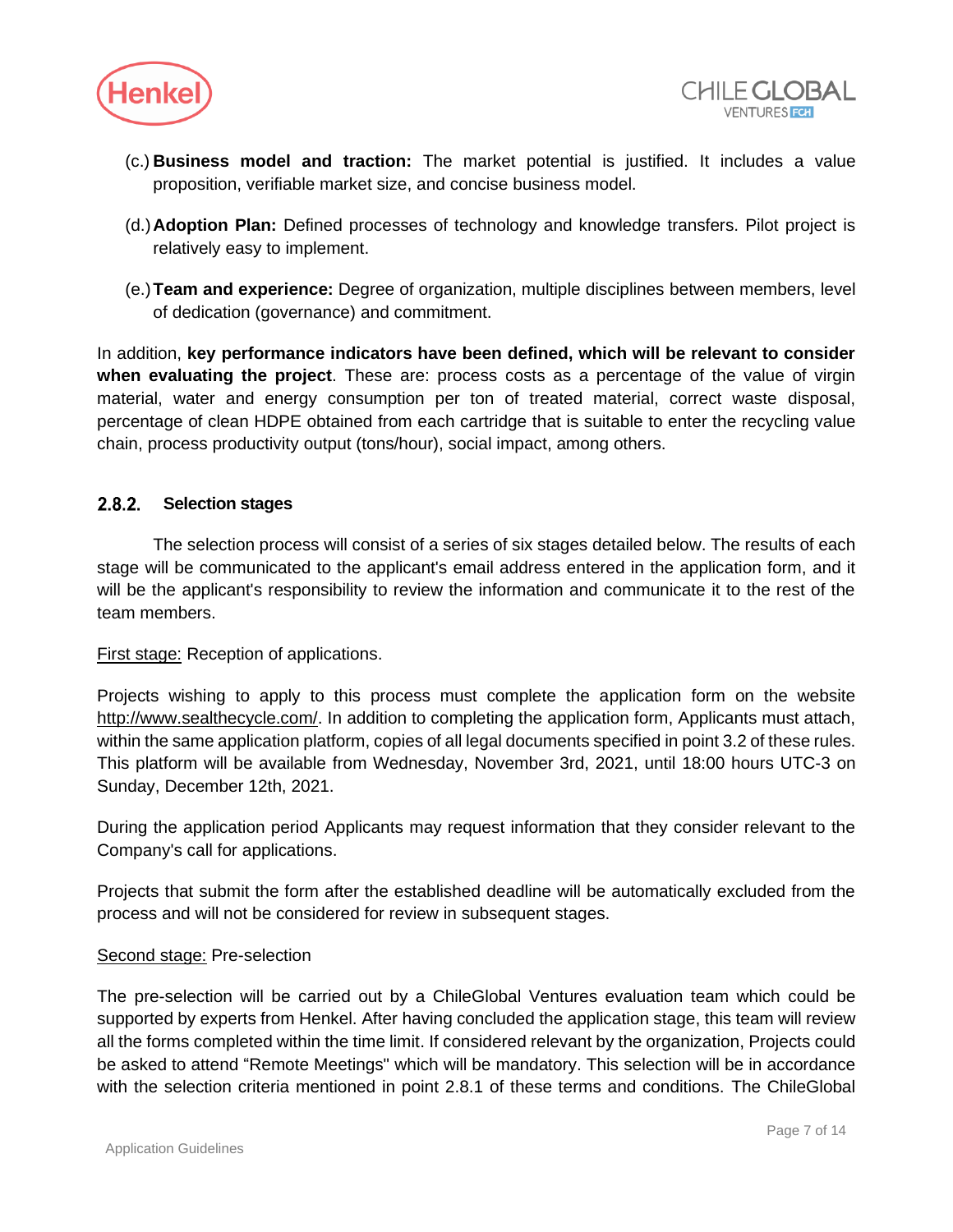(c.) **Business model and traction:** The market potential is justified. It includes a value proposition, verifiable market size, and concise business model.

(d.) **Adoption Plan:** Defined processes of technology and knowledge transfers. Pilot project is relatively easy to implement.

(e.) **Team and experience:** Degree of organization, multiple disciplines between members, level of dedication (governance) and commitment.

In addition, **key performance indicators have been defined, which will be relevant to consider when evaluating the project**. These are: process costs as a percentage of the value of virgin material, water and energy consumption per ton of treated material, correct waste disposal, percentage of clean HDPE obtained from each cartridge that is suitable to enter the recycling value chain, process productivity output (tons/hour), social impact, among others.

### 2.8.2. Selection stages

The selection process will consist of a series of six stages detailed below. The results of each stage will be communicated to the applicant's email address entered in the application form, and it will be the applicant's responsibility to review the information and communicate it to the rest of the team members.

First stage: Reception of applications.

Projects wishing to apply to this process must complete the application form on the website http://www.sealthecycle.com/. In addition to completing the application form, Applicants must attach, within the same application platform, copies of all legal documents specified in point 3.2 of these rules. This platform will be available from Wednesday, November 3rd, 2021, until 18:00 hours UTC-3 on Sunday, December 12th, 2021.

During the application period Applicants may request information that they consider relevant to the Company's call for applications.

Projects that submit the form after the established deadline will be automatically excluded from the process and will not be considered for review in subsequent stages.

Second stage: Pre-selection

The pre-selection will be carried out by a ChileGlobal Ventures evaluation team which could be supported by experts from Henkel. After having concluded the application stage, this team will review all the forms completed within the time limit. If considered relevant by the organization, Projects could be asked to attend "Remote Meetings" which will be mandatory. This selection will be in accordance with the selection criteria mentioned in point 2.8.1 of these terms and conditions. The ChileGlobal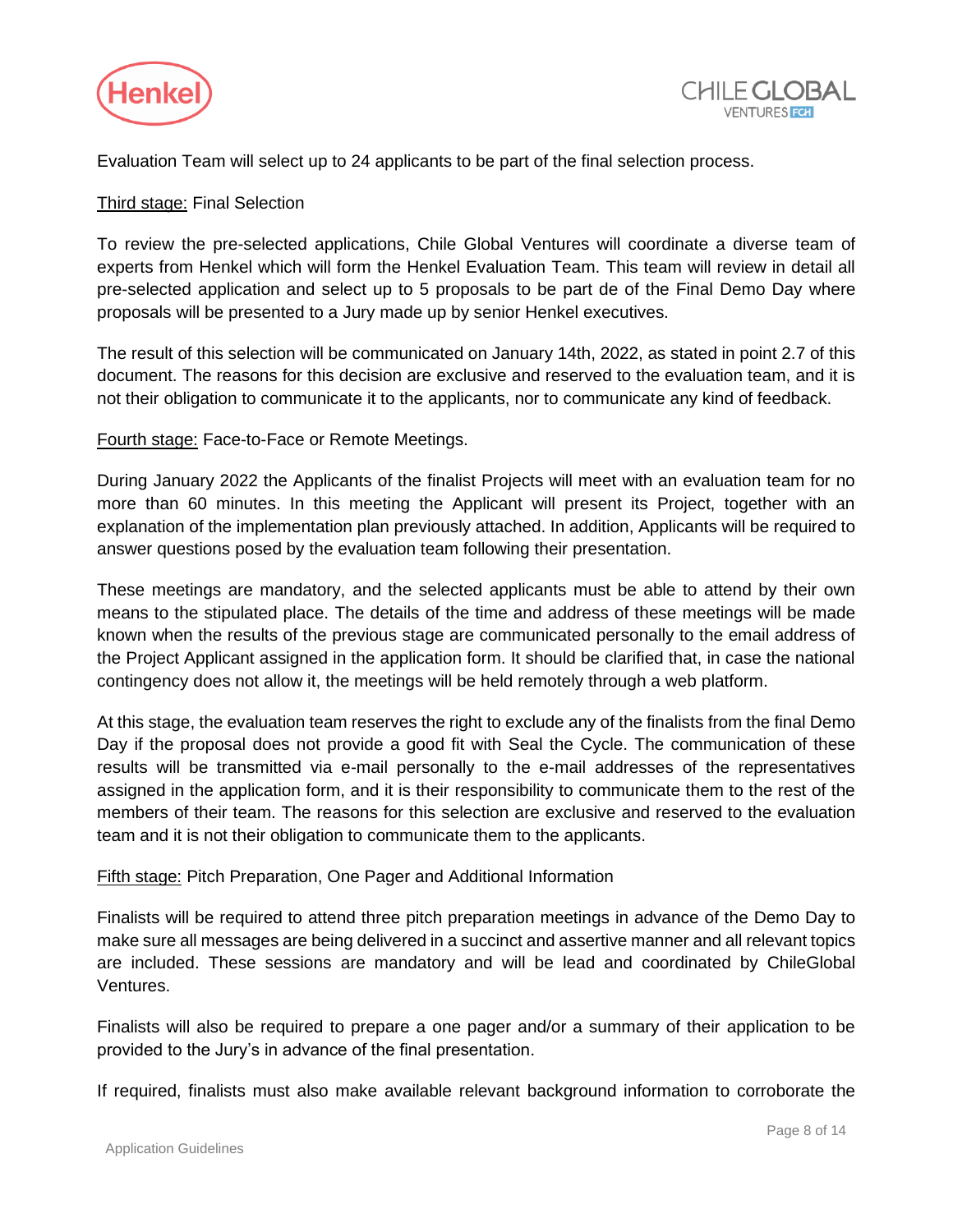Evaluation Team will select up to 24 applicants to be part of the final selection process.

<u>Third stage:</u> Final Selection

To review the pre-selected applications, Chile Global Ventures will coordinate a diverse team of experts from Henkel which will form the Henkel Evaluation Team. This team will review in detail all pre-selected application and select up to 5 proposals to be part de of the Final Demo Day where proposals will be presented to a Jury made up by senior Henkel executives.

The result of this selection will be communicated on January 14th, 2022, as stated in point 2.7 of this document. The reasons for this decision are exclusive and reserved to the evaluation team, and it is not their obligation to communicate it to the applicants, nor to communicate any kind of feedback.

<u>Fourth stage:</u> Face-to-Face or Remote Meetings.

During January 2022 the Applicants of the finalist Projects will meet with an evaluation team for no more than 60 minutes. In this meeting the Applicant will present its Project, together with an explanation of the implementation plan previously attached. In addition, Applicants will be required to answer questions posed by the evaluation team following their presentation.

These meetings are mandatory, and the selected applicants must be able to attend by their own means to the stipulated place. The details of the time and address of these meetings will be made known when the results of the previous stage are communicated personally to the email address of the Project Applicant assigned in the application form. It should be clarified that, in case the national contingency does not allow it, the meetings will be held remotely through a web platform.

At this stage, the evaluation team reserves the right to exclude any of the finalists from the final Demo Day if the proposal does not provide a good fit with Seal the Cycle. The communication of these results will be transmitted via e-mail personally to the e-mail addresses of the representatives assigned in the application form, and it is their responsibility to communicate them to the rest of the members of their team. The reasons for this selection are exclusive and reserved to the evaluation team and it is not their obligation to communicate them to the applicants.

<u>Fifth stage:</u> Pitch Preparation, One Pager and Additional Information

Finalists will be required to attend three pitch preparation meetings in advance of the Demo Day to make sure all messages are being delivered in a succinct and assertive manner and all relevant topics are included. These sessions are mandatory and will be lead and coordinated by ChileGlobal Ventures.

Finalists will also be required to prepare a one pager and/or a summary of their application to be provided to the Jury's in advance of the final presentation.

If required, finalists must also make available relevant background information to corroborate the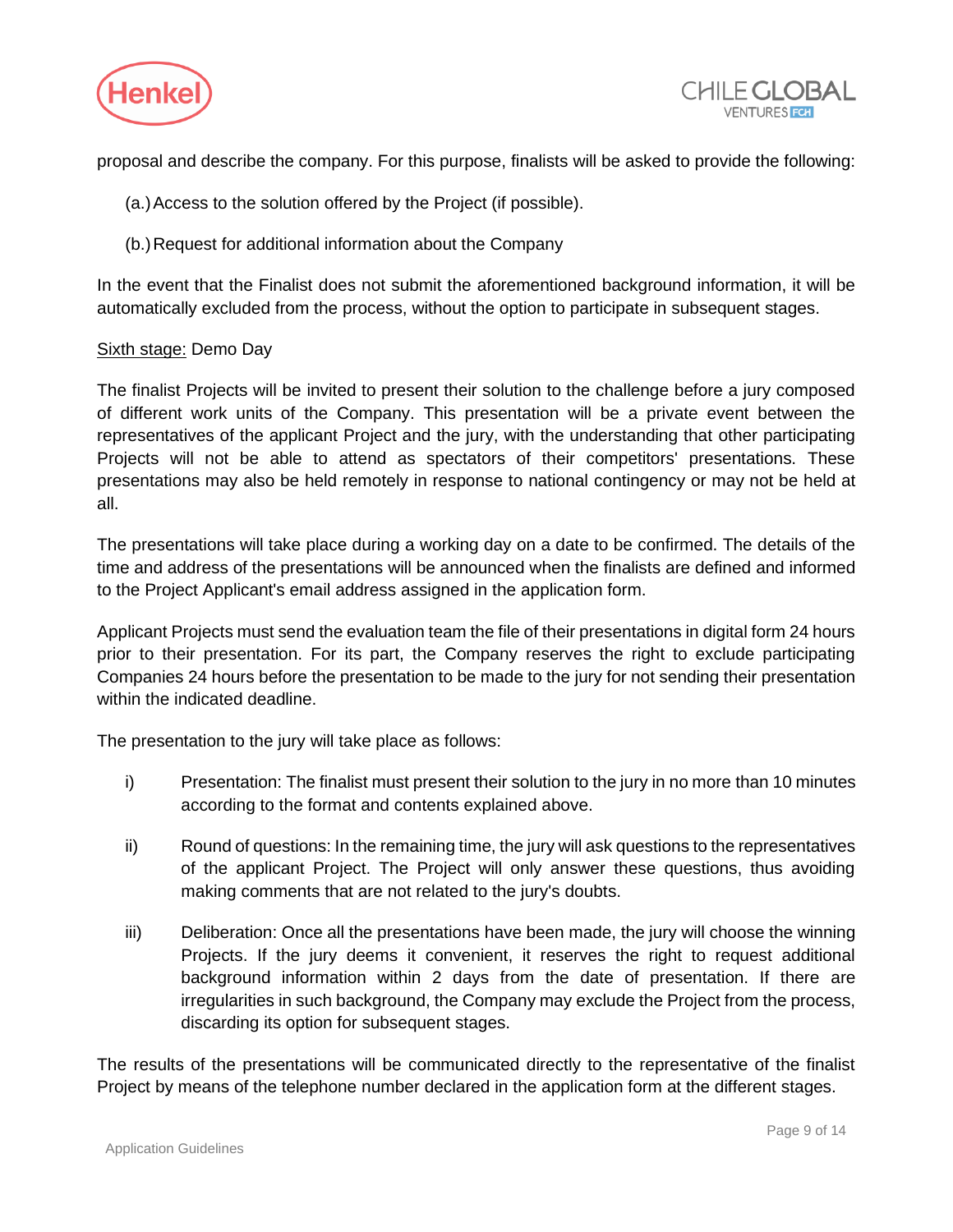proposal and describe the company. For this purpose, finalists will be asked to provide the following:

(a.) Access to the solution offered by the Project (if possible).

(b.) Request for additional information about the Company

In the event that the Finalist does not submit the aforementioned background information, it will be automatically excluded from the process, without the option to participate in subsequent stages.

<u>Sixth stage:</u> Demo Day

The finalist Projects will be invited to present their solution to the challenge before a jury composed of different work units of the Company. This presentation will be a private event between the representatives of the applicant Project and the jury, with the understanding that other participating Projects will not be able to attend as spectators of their competitors' presentations. These presentations may also be held remotely in response to national contingency or may not be held at all.

The presentations will take place during a working day on a date to be confirmed. The details of the time and address of the presentations will be announced when the finalists are defined and informed to the Project Applicant's email address assigned in the application form.

Applicant Projects must send the evaluation team the file of their presentations in digital form 24 hours prior to their presentation. For its part, the Company reserves the right to exclude participating Companies 24 hours before the presentation to be made to the jury for not sending their presentation within the indicated deadline.

The presentation to the jury will take place as follows:

i) Presentation: The finalist must present their solution to the jury in no more than 10 minutes according to the format and contents explained above.

ii) Round of questions: In the remaining time, the jury will ask questions to the representatives of the applicant Project. The Project will only answer these questions, thus avoiding making comments that are not related to the jury's doubts.

iii) Deliberation: Once all the presentations have been made, the jury will choose the winning Projects. If the jury deems it convenient, it reserves the right to request additional background information within 2 days from the date of presentation. If there are irregularities in such background, the Company may exclude the Project from the process, discarding its option for subsequent stages.

The results of the presentations will be communicated directly to the representative of the finalist Project by means of the telephone number declared in the application form at the different stages.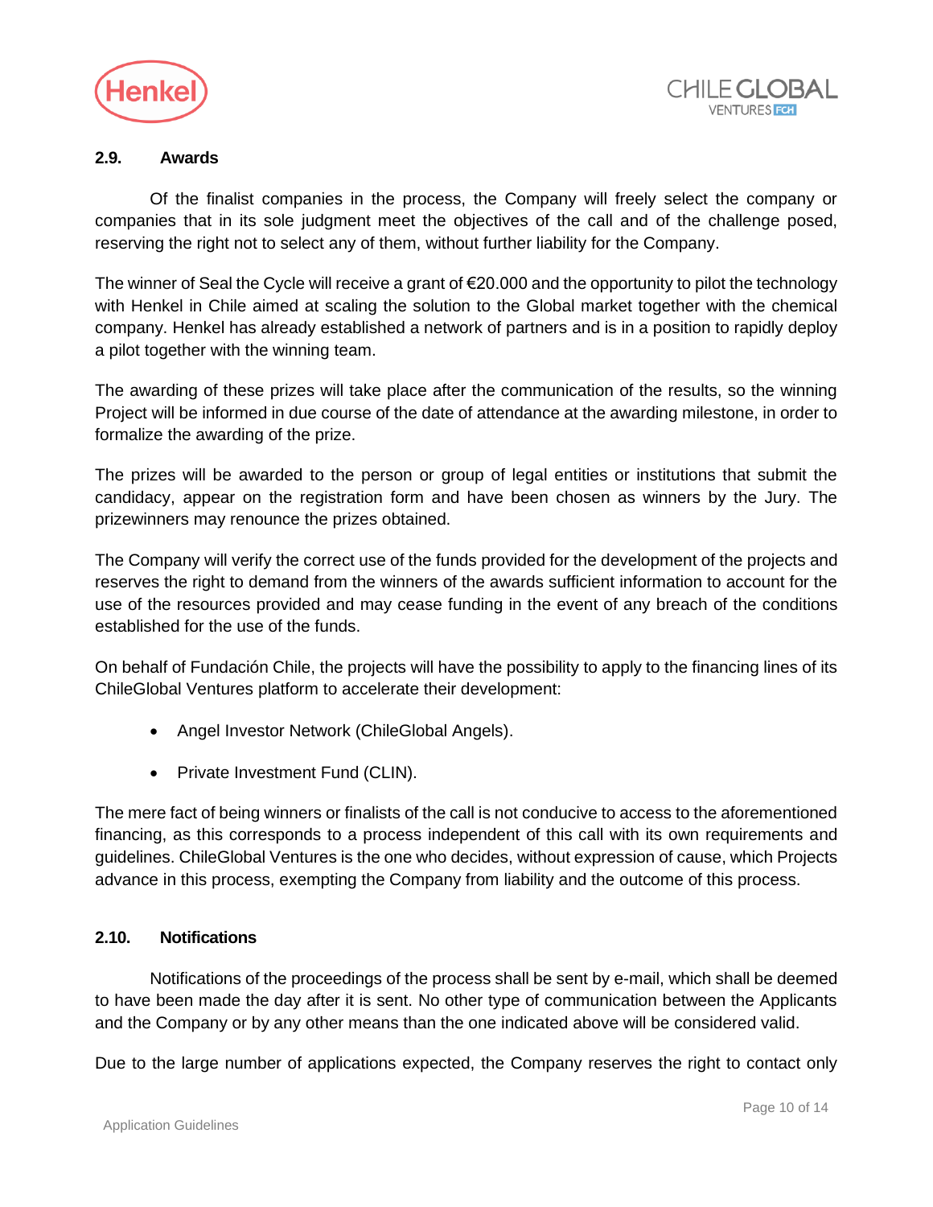### 2.9. Awards

Of the finalist companies in the process, the Company will freely select the company or companies that in its sole judgment meet the objectives of the call and of the challenge posed, reserving the right not to select any of them, without further liability for the Company.

The winner of Seal the Cycle will receive a grant of €20.000 and the opportunity to pilot the technology with Henkel in Chile aimed at scaling the solution to the Global market together with the chemical company. Henkel has already established a network of partners and is in a position to rapidly deploy a pilot together with the winning team.

The awarding of these prizes will take place after the communication of the results, so the winning Project will be informed in due course of the date of attendance at the awarding milestone, in order to formalize the awarding of the prize.

The prizes will be awarded to the person or group of legal entities or institutions that submit the candidacy, appear on the registration form and have been chosen as winners by the Jury. The prizewinners may renounce the prizes obtained.

The Company will verify the correct use of the funds provided for the development of the projects and reserves the right to demand from the winners of the awards sufficient information to account for the use of the resources provided and may cease funding in the event of any breach of the conditions established for the use of the funds.

On behalf of Fundación Chile, the projects will have the possibility to apply to the financing lines of its ChileGlobal Ventures platform to accelerate their development:

- Angel Investor Network (ChileGlobal Angels).
- Private Investment Fund (CLIN).

The mere fact of being winners or finalists of the call is not conducive to access to the aforementioned financing, as this corresponds to a process independent of this call with its own requirements and guidelines. ChileGlobal Ventures is the one who decides, without expression of cause, which Projects advance in this process, exempting the Company from liability and the outcome of this process.

### 2.10. Notifications

Notifications of the proceedings of the process shall be sent by e-mail, which shall be deemed to have been made the day after it is sent. No other type of communication between the Applicants and the Company or by any other means than the one indicated above will be considered valid.

Due to the large number of applications expected, the Company reserves the right to contact only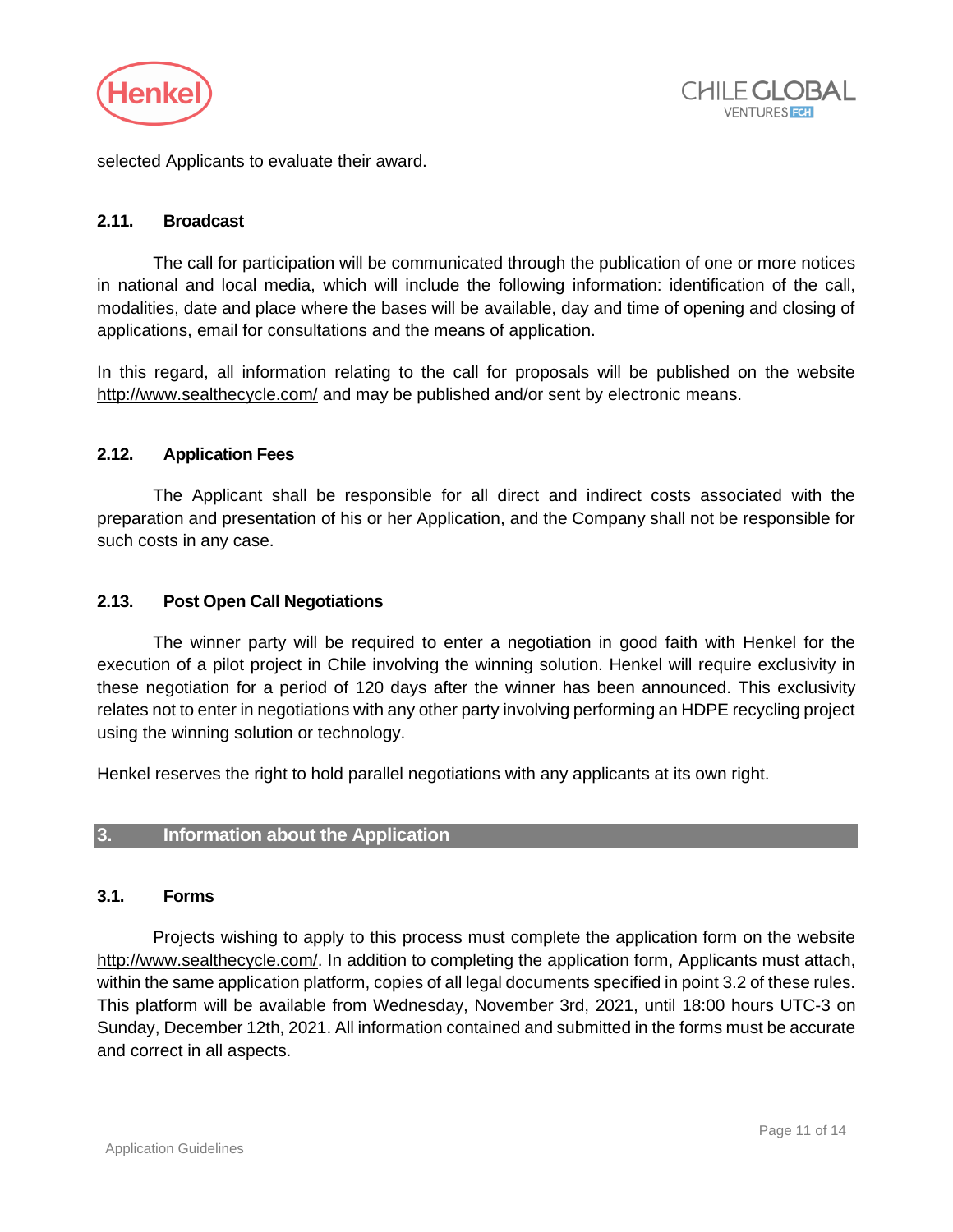selected Applicants to evaluate their award.

### 2.11. Broadcast

The call for participation will be communicated through the publication of one or more notices in national and local media, which will include the following information: identification of the call, modalities, date and place where the bases will be available, day and time of opening and closing of applications, email for consultations and the means of application.

In this regard, all information relating to the call for proposals will be published on the website http://www.sealthecycle.com/ and may be published and/or sent by electronic means.

### 2.12. Application Fees

The Applicant shall be responsible for all direct and indirect costs associated with the preparation and presentation of his or her Application, and the Company shall not be responsible for such costs in any case.

### 2.13. Post Open Call Negotiations

The winner party will be required to enter a negotiation in good faith with Henkel for the execution of a pilot project in Chile involving the winning solution. Henkel will require exclusivity in these negotiation for a period of 120 days after the winner has been announced. This exclusivity relates not to enter in negotiations with any other party involving performing an HDPE recycling project using the winning solution or technology.

Henkel reserves the right to hold parallel negotiations with any applicants at its own right.

## 3. Information about the Application

### 3.1. Forms

Projects wishing to apply to this process must complete the application form on the website http://www.sealthecycle.com/. In addition to completing the application form, Applicants must attach, within the same application platform, copies of all legal documents specified in point 3.2 of these rules. This platform will be available from Wednesday, November 3rd, 2021, until 18:00 hours UTC-3 on Sunday, December 12th, 2021. All information contained and submitted in the forms must be accurate and correct in all aspects.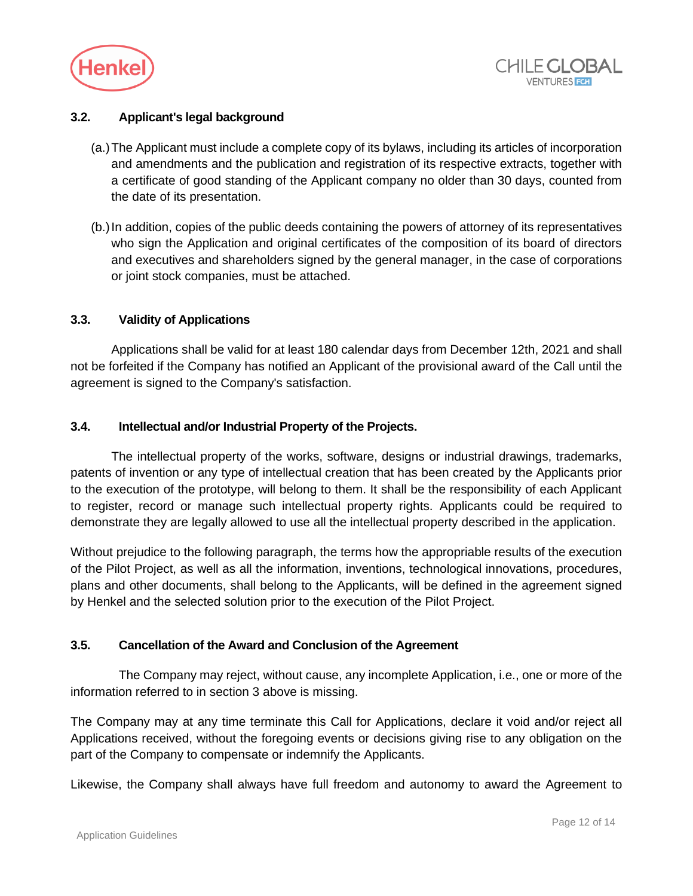### 3.2. Applicant's legal background

(a.) The Applicant must include a complete copy of its bylaws, including its articles of incorporation and amendments and the publication and registration of its respective extracts, together with a certificate of good standing of the Applicant company no older than 30 days, counted from the date of its presentation.

(b.) In addition, copies of the public deeds containing the powers of attorney of its representatives who sign the Application and original certificates of the composition of its board of directors and executives and shareholders signed by the general manager, in the case of corporations or joint stock companies, must be attached.

### 3.3. Validity of Applications

Applications shall be valid for at least 180 calendar days from December 12th, 2021 and shall not be forfeited if the Company has notified an Applicant of the provisional award of the Call until the agreement is signed to the Company's satisfaction.

### 3.4. Intellectual and/or Industrial Property of the Projects.

The intellectual property of the works, software, designs or industrial drawings, trademarks, patents of invention or any type of intellectual creation that has been created by the Applicants prior to the execution of the prototype, will belong to them. It shall be the responsibility of each Applicant to register, record or manage such intellectual property rights. Applicants could be required to demonstrate they are legally allowed to use all the intellectual property described in the application.

Without prejudice to the following paragraph, the terms how the appropriable results of the execution of the Pilot Project, as well as all the information, inventions, technological innovations, procedures, plans and other documents, shall belong to the Applicants, will be defined in the agreement signed by Henkel and the selected solution prior to the execution of the Pilot Project.

### 3.5. Cancellation of the Award and Conclusion of the Agreement

The Company may reject, without cause, any incomplete Application, i.e., one or more of the information referred to in section 3 above is missing.

The Company may at any time terminate this Call for Applications, declare it void and/or reject all Applications received, without the foregoing events or decisions giving rise to any obligation on the part of the Company to compensate or indemnify the Applicants.

Likewise, the Company shall always have full freedom and autonomy to award the Agreement to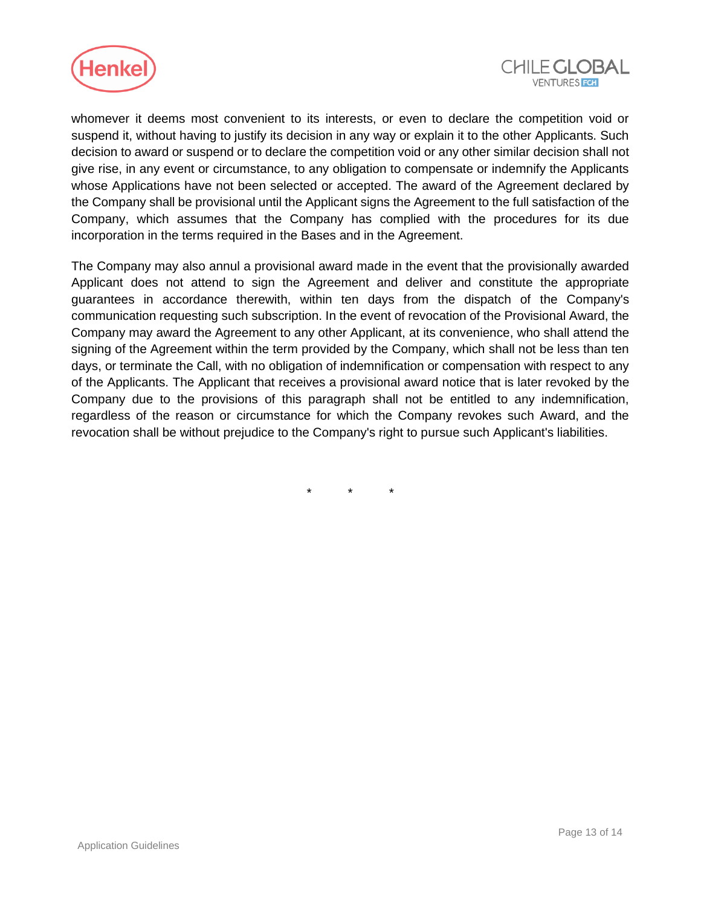whomever it deems most convenient to its interests, or even to declare the competition void or suspend it, without having to justify its decision in any way or explain it to the other Applicants. Such decision to award or suspend or to declare the competition void or any other similar decision shall not give rise, in any event or circumstance, to any obligation to compensate or indemnify the Applicants whose Applications have not been selected or accepted. The award of the Agreement declared by the Company shall be provisional until the Applicant signs the Agreement to the full satisfaction of the Company, which assumes that the Company has complied with the procedures for its due incorporation in the terms required in the Bases and in the Agreement.

The Company may also annul a provisional award made in the event that the provisionally awarded Applicant does not attend to sign the Agreement and deliver and constitute the appropriate guarantees in accordance therewith, within ten days from the dispatch of the Company's communication requesting such subscription. In the event of revocation of the Provisional Award, the Company may award the Agreement to any other Applicant, at its convenience, who shall attend the signing of the Agreement within the term provided by the Company, which shall not be less than ten days, or terminate the Call, with no obligation of indemnification or compensation with respect to any of the Applicants. The Applicant that receives a provisional award notice that is later revoked by the Company due to the provisions of this paragraph shall not be entitled to any indemnification, regardless of the reason or circumstance for which the Company revokes such Award, and the revocation shall be without prejudice to the Company's right to pursue such Applicant's liabilities.

\* \* \*